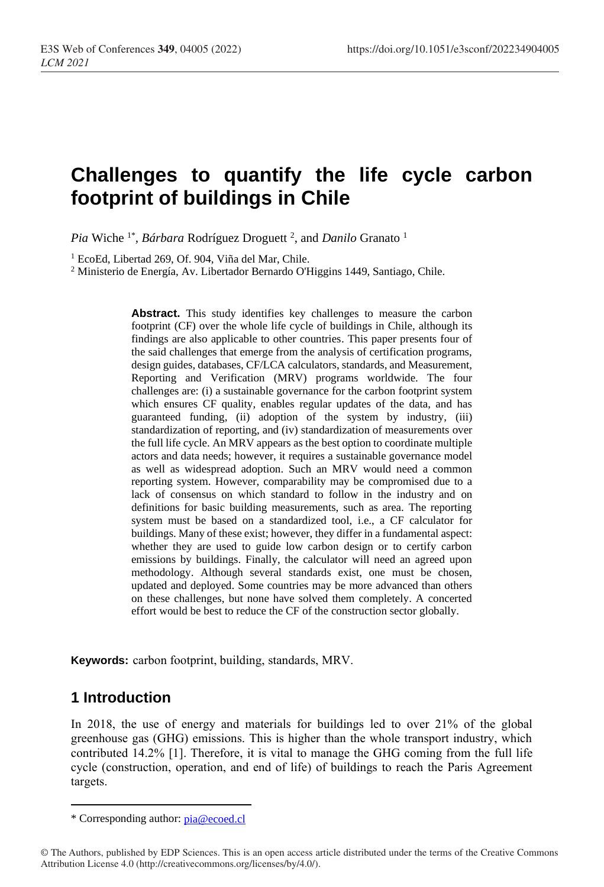# Challenges to quantify the life cycle carbon footprint of buildings in Chile

*Pia* Wiche [1*], *Bárbara* Rodríguez Droguett [2], and *Danilo* Granato [1]

[1] EcoEd, Libertad 269, Of. 904, Viña del Mar, Chile.

[2] Ministerio de Energía, Av. Libertador Bernardo O'Higgins 1449, Santiago, Chile.

**Abstract.** This study identifies key challenges to measure the carbon footprint (CF) over the whole life cycle of buildings in Chile, although its findings are also applicable to other countries. This paper presents four of the said challenges that emerge from the analysis of certification programs, design guides, databases, CF/LCA calculators, standards, and Measurement, Reporting and Verification (MRV) programs worldwide. The four challenges are: (i) a sustainable governance for the carbon footprint system which ensures CF quality, enables regular updates of the data, and has guaranteed funding, (ii) adoption of the system by industry, (iii) standardization of reporting, and (iv) standardization of measurements over the full life cycle. An MRV appears as the best option to coordinate multiple actors and data needs; however, it requires a sustainable governance model as well as widespread adoption. Such an MRV would need a common reporting system. However, comparability may be compromised due to a lack of consensus on which standard to follow in the industry and on definitions for basic building measurements, such as area. The reporting system must be based on a standardized tool, i.e., a CF calculator for buildings. Many of these exist; however, they differ in a fundamental aspect: whether they are used to guide low carbon design or to certify carbon emissions by buildings. Finally, the calculator will need an agreed upon methodology. Although several standards exist, one must be chosen, updated and deployed. Some countries may be more advanced than others on these challenges, but none have solved them completely. A concerted effort would be best to reduce the CF of the construction sector globally.

**Keywords:** carbon footprint, building, standards, MRV.

## 1 Introduction

In 2018, the use of energy and materials for buildings led to over 21% of the global greenhouse gas (GHG) emissions. This is higher than the whole transport industry, which contributed 14.2% [1]. Therefore, it is vital to manage the GHG coming from the full life cycle (construction, operation, and end of life) of buildings to reach the Paris Agreement targets.

\* Corresponding author: pia@ecoed.cl

© The Authors, published by EDP Sciences. This is an open access article distributed under the terms of the Creative Commons Attribution License 4.0 (http://creativecommons.org/licenses/by/4.0/).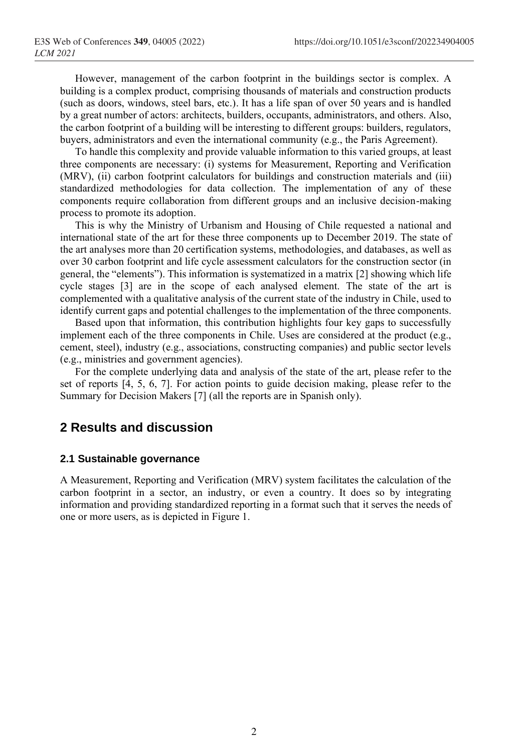However, management of the carbon footprint in the buildings sector is complex. A building is a complex product, comprising thousands of materials and construction products (such as doors, windows, steel bars, etc.). It has a life span of over 50 years and is handled by a great number of actors: architects, builders, occupants, administrators, and others. Also, the carbon footprint of a building will be interesting to different groups: builders, regulators, buyers, administrators and even the international community (e.g., the Paris Agreement).

To handle this complexity and provide valuable information to this varied groups, at least three components are necessary: (i) systems for Measurement, Reporting and Verification (MRV), (ii) carbon footprint calculators for buildings and construction materials and (iii) standardized methodologies for data collection. The implementation of any of these components require collaboration from different groups and an inclusive decision-making process to promote its adoption.

This is why the Ministry of Urbanism and Housing of Chile requested a national and international state of the art for these three components up to December 2019. The state of the art analyses more than 20 certification systems, methodologies, and databases, as well as over 30 carbon footprint and life cycle assessment calculators for the construction sector (in general, the "elements"). This information is systematized in a matrix [2] showing which life cycle stages [3] are in the scope of each analysed element. The state of the art is complemented with a qualitative analysis of the current state of the industry in Chile, used to identify current gaps and potential challenges to the implementation of the three components.

Based upon that information, this contribution highlights four key gaps to successfully implement each of the three components in Chile. Uses are considered at the product (e.g., cement, steel), industry (e.g., associations, constructing companies) and public sector levels (e.g., ministries and government agencies).

For the complete underlying data and analysis of the state of the art, please refer to the set of reports [4, 5, 6, 7]. For action points to guide decision making, please refer to the Summary for Decision Makers [7] (all the reports are in Spanish only).

## 2 Results and discussion

### 2.1 Sustainable governance

A Measurement, Reporting and Verification (MRV) system facilitates the calculation of the carbon footprint in a sector, an industry, or even a country. It does so by integrating information and providing standardized reporting in a format such that it serves the needs of one or more users, as is depicted in Figure 1.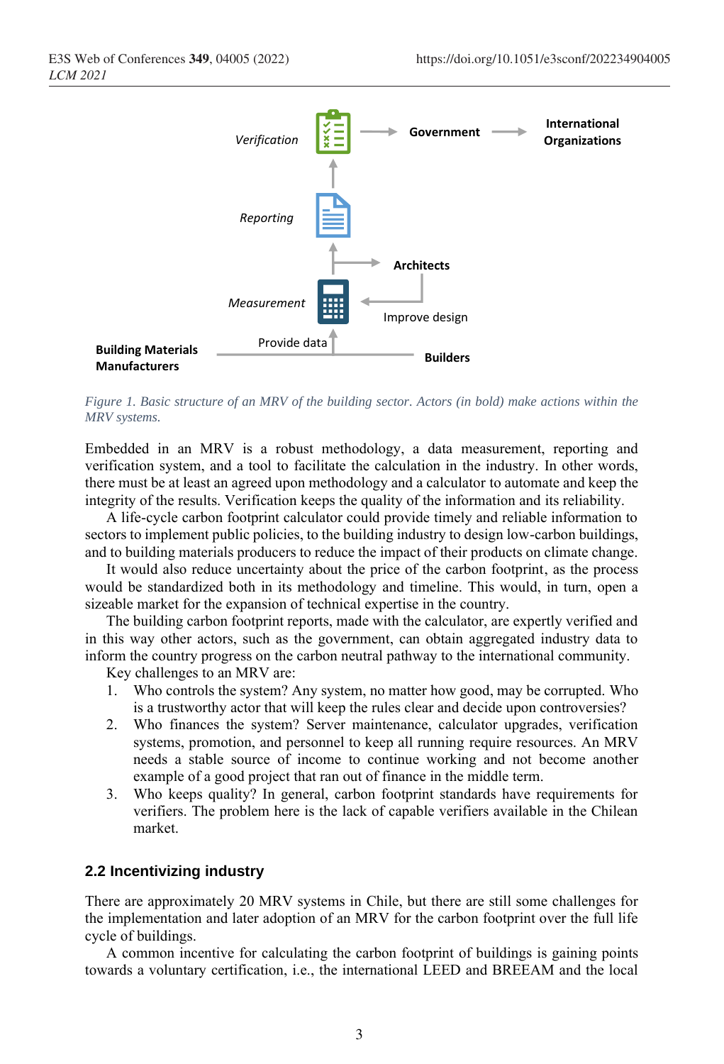*Figure 1. Basic structure of an MRV of the building sector. Actors (in bold) make actions within the MRV systems.*

Embedded in an MRV is a robust methodology, a data measurement, reporting and verification system, and a tool to facilitate the calculation in the industry. In other words, there must be at least an agreed upon methodology and a calculator to automate and keep the integrity of the results. Verification keeps the quality of the information and its reliability.

A life-cycle carbon footprint calculator could provide timely and reliable information to sectors to implement public policies, to the building industry to design low-carbon buildings, and to building materials producers to reduce the impact of their products on climate change.

It would also reduce uncertainty about the price of the carbon footprint, as the process would be standardized both in its methodology and timeline. This would, in turn, open a sizeable market for the expansion of technical expertise in the country.

The building carbon footprint reports, made with the calculator, are expertly verified and in this way other actors, such as the government, can obtain aggregated industry data to inform the country progress on the carbon neutral pathway to the international community.

Key challenges to an MRV are:

1. Who controls the system? Any system, no matter how good, may be corrupted. Who is a trustworthy actor that will keep the rules clear and decide upon controversies?
2. Who finances the system? Server maintenance, calculator upgrades, verification systems, promotion, and personnel to keep all running require resources. An MRV needs a stable source of income to continue working and not become another example of a good project that ran out of finance in the middle term.
3. Who keeps quality? In general, carbon footprint standards have requirements for verifiers. The problem here is the lack of capable verifiers available in the Chilean market.

## 2.2 Incentivizing industry

There are approximately 20 MRV systems in Chile, but there are still some challenges for the implementation and later adoption of an MRV for the carbon footprint over the full life cycle of buildings.

A common incentive for calculating the carbon footprint of buildings is gaining points towards a voluntary certification, i.e., the international LEED and BREEAM and the local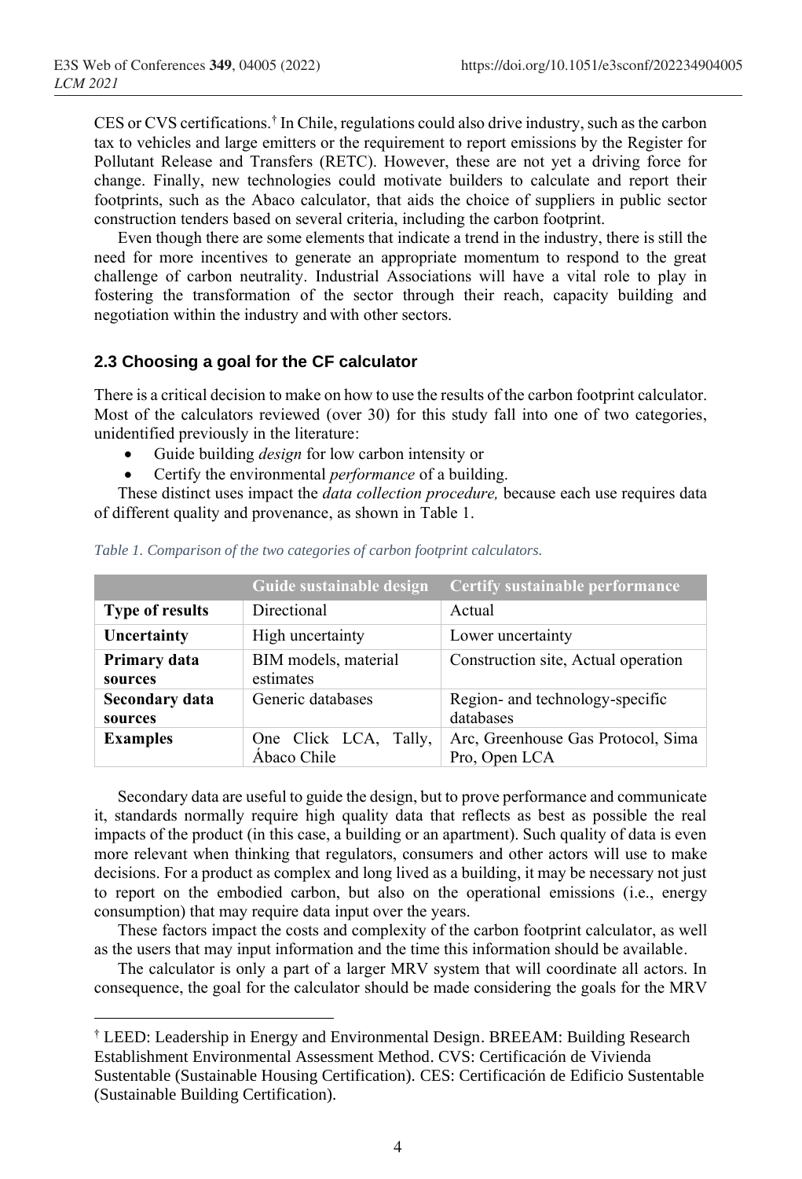CES or CVS certifications.[†] In Chile, regulations could also drive industry, such as the carbon tax to vehicles and large emitters or the requirement to report emissions by the Register for Pollutant Release and Transfers (RETC). However, these are not yet a driving force for change. Finally, new technologies could motivate builders to calculate and report their footprints, such as the Abaco calculator, that aids the choice of suppliers in public sector construction tenders based on several criteria, including the carbon footprint.

Even though there are some elements that indicate a trend in the industry, there is still the need for more incentives to generate an appropriate momentum to respond to the great challenge of carbon neutrality. Industrial Associations will have a vital role to play in fostering the transformation of the sector through their reach, capacity building and negotiation within the industry and with other sectors.

### 2.3 Choosing a goal for the CF calculator

There is a critical decision to make on how to use the results of the carbon footprint calculator. Most of the calculators reviewed (over 30) for this study fall into one of two categories, unidentified previously in the literature:

- Guide building *design* for low carbon intensity or
- Certify the environmental *performance* of a building.

These distinct uses impact the *data collection procedure,* because each use requires data of different quality and provenance, as shown in Table 1.

*Table 1. Comparison of the two categories of carbon footprint calculators.*

| | Guide sustainable design | Certify sustainable performance |
|---|---|---|
| **Type of results** | Directional | Actual |
| **Uncertainty** | High uncertainty | Lower uncertainty |
| **Primary data sources** | BIM models, material estimates | Construction site, Actual operation |
| **Secondary data sources** | Generic databases | Region- and technology-specific databases |
| **Examples** | One Click LCA, Tally, Ábaco Chile | Arc, Greenhouse Gas Protocol, Sima Pro, Open LCA |

Secondary data are useful to guide the design, but to prove performance and communicate it, standards normally require high quality data that reflects as best as possible the real impacts of the product (in this case, a building or an apartment). Such quality of data is even more relevant when thinking that regulators, consumers and other actors will use to make decisions. For a product as complex and long lived as a building, it may be necessary not just to report on the embodied carbon, but also on the operational emissions (i.e., energy consumption) that may require data input over the years.

These factors impact the costs and complexity of the carbon footprint calculator, as well as the users that may input information and the time this information should be available.

The calculator is only a part of a larger MRV system that will coordinate all actors. In consequence, the goal for the calculator should be made considering the goals for the MRV

[†] LEED: Leadership in Energy and Environmental Design. BREEAM: Building Research Establishment Environmental Assessment Method. CVS: Certificación de Vivienda Sustentable (Sustainable Housing Certification). CES: Certificación de Edificio Sustentable (Sustainable Building Certification).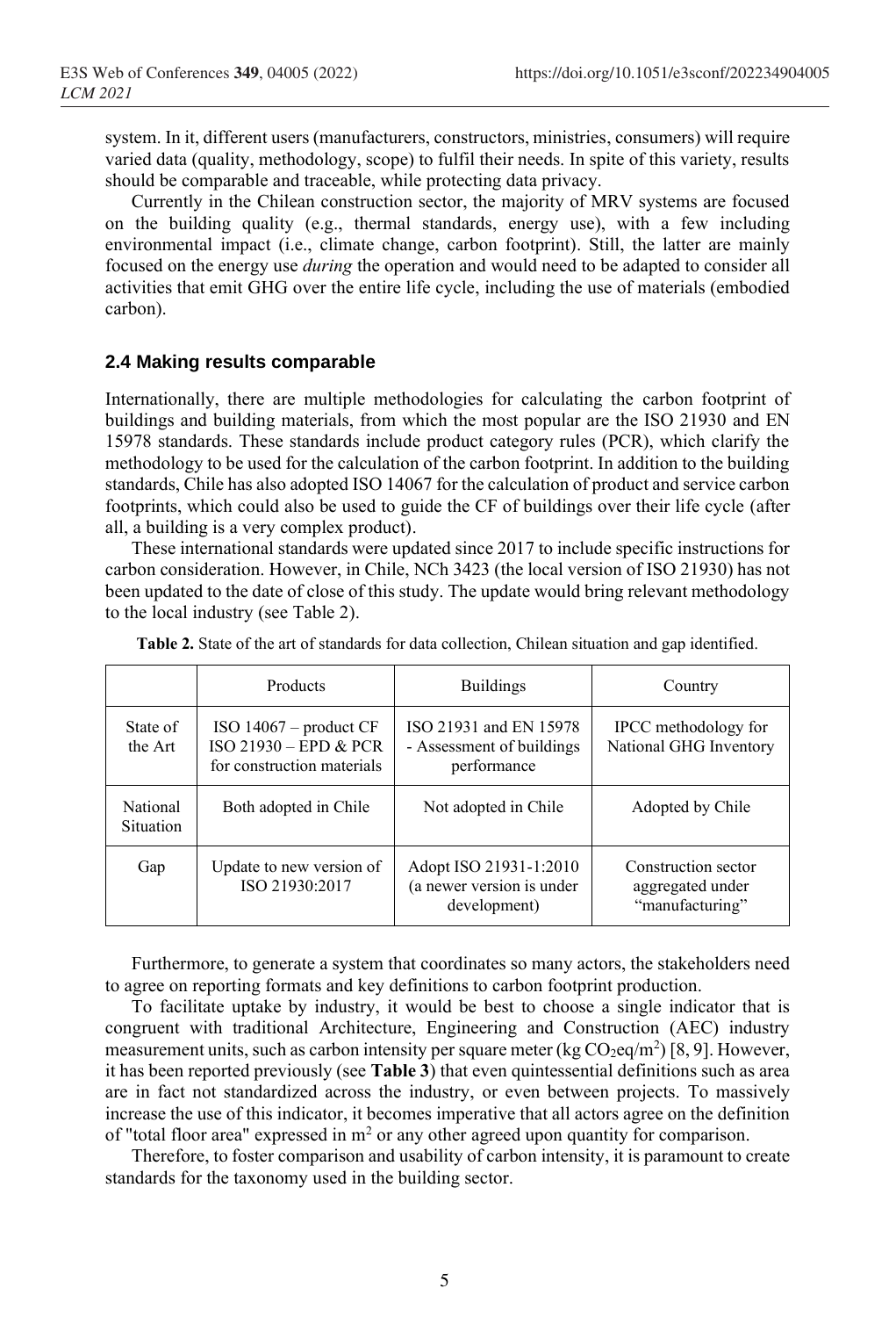system. In it, different users (manufacturers, constructors, ministries, consumers) will require varied data (quality, methodology, scope) to fulfil their needs. In spite of this variety, results should be comparable and traceable, while protecting data privacy.

Currently in the Chilean construction sector, the majority of MRV systems are focused on the building quality (e.g., thermal standards, energy use), with a few including environmental impact (i.e., climate change, carbon footprint). Still, the latter are mainly focused on the energy use *during* the operation and would need to be adapted to consider all activities that emit GHG over the entire life cycle, including the use of materials (embodied carbon).

### 2.4 Making results comparable

Internationally, there are multiple methodologies for calculating the carbon footprint of buildings and building materials, from which the most popular are the ISO 21930 and EN 15978 standards. These standards include product category rules (PCR), which clarify the methodology to be used for the calculation of the carbon footprint. In addition to the building standards, Chile has also adopted ISO 14067 for the calculation of product and service carbon footprints, which could also be used to guide the CF of buildings over their life cycle (after all, a building is a very complex product).

These international standards were updated since 2017 to include specific instructions for carbon consideration. However, in Chile, NCh 3423 (the local version of ISO 21930) has not been updated to the date of close of this study. The update would bring relevant methodology to the local industry (see Table 2).

**Table 2.** State of the art of standards for data collection, Chilean situation and gap identified.

| | Products | Buildings | Country |
|---|---|---|---|
| State of the Art | ISO 14067 – product CF ISO 21930 – EPD & PCR for construction materials | ISO 21931 and EN 15978 - Assessment of buildings performance | IPCC methodology for National GHG Inventory |
| National Situation | Both adopted in Chile | Not adopted in Chile | Adopted by Chile |
| Gap | Update to new version of ISO 21930:2017 | Adopt ISO 21931-1:2010 (a newer version is under development) | Construction sector aggregated under "manufacturing" |

Furthermore, to generate a system that coordinates so many actors, the stakeholders need to agree on reporting formats and key definitions to carbon footprint production.

To facilitate uptake by industry, it would be best to choose a single indicator that is congruent with traditional Architecture, Engineering and Construction (AEC) industry measurement units, such as carbon intensity per square meter (kg $CO_2eq/m^2$) [8, 9]. However, it has been reported previously (see **Table 3**) that even quintessential definitions such as area are in fact not standardized across the industry, or even between projects. To massively increase the use of this indicator, it becomes imperative that all actors agree on the definition of "total floor area" expressed in $m^2$ or any other agreed upon quantity for comparison.

Therefore, to foster comparison and usability of carbon intensity, it is paramount to create standards for the taxonomy used in the building sector.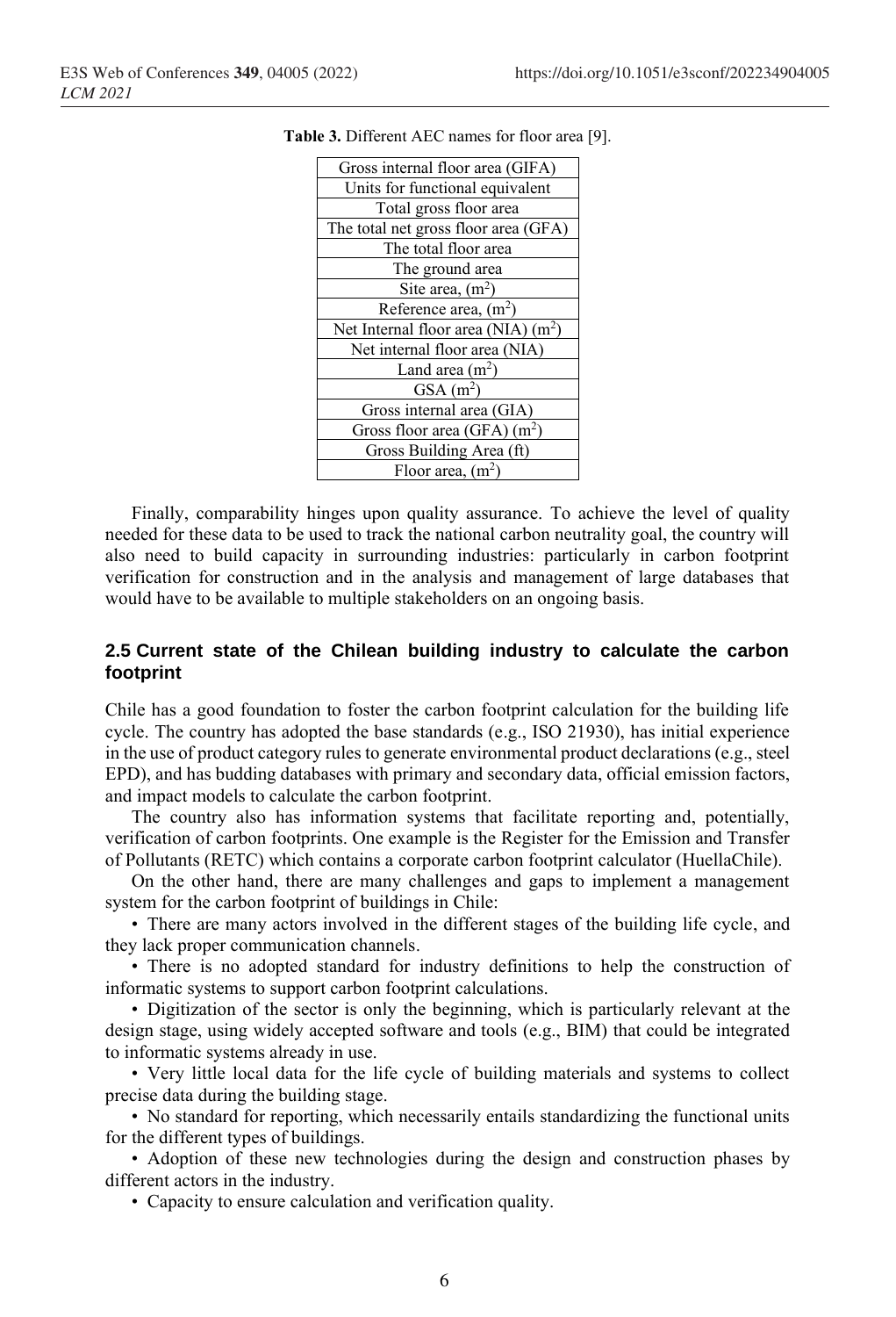**Table 3.** Different AEC names for floor area [9].

| Gross internal floor area (GIFA) |
|---|
| Units for functional equivalent |
| Total gross floor area |
| The total net gross floor area (GFA) |
| The total floor area |
| The ground area |
| Site area, ($m^2$) |
| Reference area, ($m^2$) |
| Net Internal floor area (NIA) ($m^2$) |
| Net internal floor area (NIA) |
| Land area ($m^2$) |
| GSA ($m^2$) |
| Gross internal area (GIA) |
| Gross floor area (GFA) ($m^2$) |
| Gross Building Area (ft) |
| Floor area, ($m^2$) |

Finally, comparability hinges upon quality assurance. To achieve the level of quality needed for these data to be used to track the national carbon neutrality goal, the country will also need to build capacity in surrounding industries: particularly in carbon footprint verification for construction and in the analysis and management of large databases that would have to be available to multiple stakeholders on an ongoing basis.

### 2.5 Current state of the Chilean building industry to calculate the carbon footprint

Chile has a good foundation to foster the carbon footprint calculation for the building life cycle. The country has adopted the base standards (e.g., ISO 21930), has initial experience in the use of product category rules to generate environmental product declarations (e.g., steel EPD), and has budding databases with primary and secondary data, official emission factors, and impact models to calculate the carbon footprint.

The country also has information systems that facilitate reporting and, potentially, verification of carbon footprints. One example is the Register for the Emission and Transfer of Pollutants (RETC) which contains a corporate carbon footprint calculator (HuellaChile).

On the other hand, there are many challenges and gaps to implement a management system for the carbon footprint of buildings in Chile:

- There are many actors involved in the different stages of the building life cycle, and they lack proper communication channels.
- There is no adopted standard for industry definitions to help the construction of informatic systems to support carbon footprint calculations.
- Digitization of the sector is only the beginning, which is particularly relevant at the design stage, using widely accepted software and tools (e.g., BIM) that could be integrated to informatic systems already in use.
- Very little local data for the life cycle of building materials and systems to collect precise data during the building stage.
- No standard for reporting, which necessarily entails standardizing the functional units for the different types of buildings.
- Adoption of these new technologies during the design and construction phases by different actors in the industry.
- Capacity to ensure calculation and verification quality.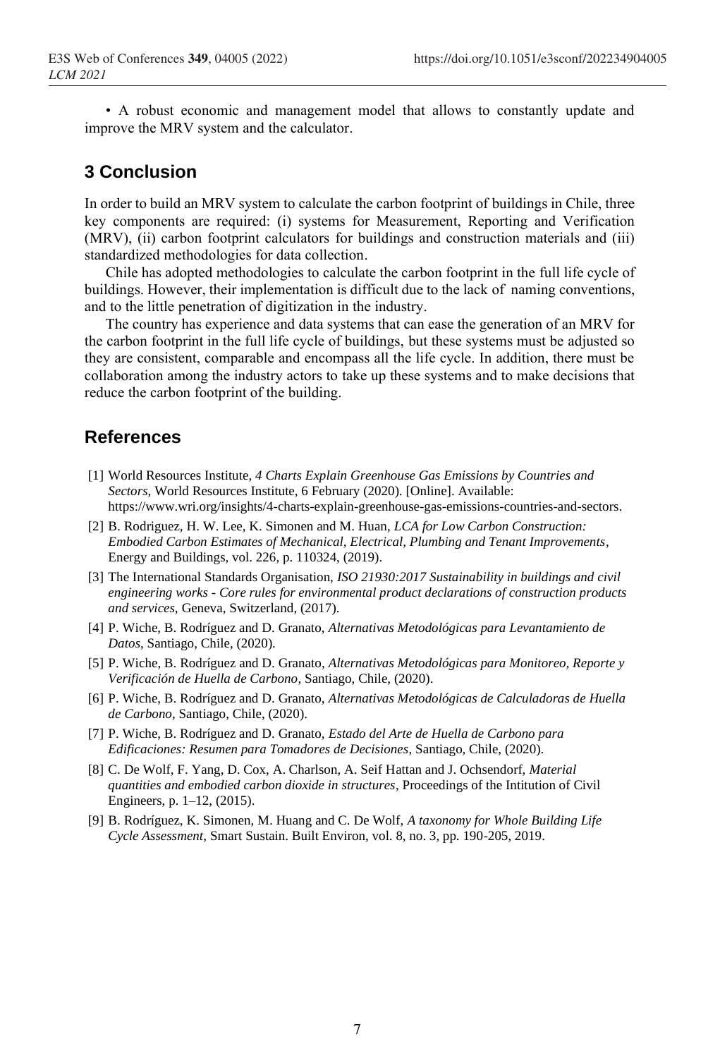• A robust economic and management model that allows to constantly update and improve the MRV system and the calculator.

## 3 Conclusion

In order to build an MRV system to calculate the carbon footprint of buildings in Chile, three key components are required: (i) systems for Measurement, Reporting and Verification (MRV), (ii) carbon footprint calculators for buildings and construction materials and (iii) standardized methodologies for data collection.

Chile has adopted methodologies to calculate the carbon footprint in the full life cycle of buildings. However, their implementation is difficult due to the lack of naming conventions, and to the little penetration of digitization in the industry.

The country has experience and data systems that can ease the generation of an MRV for the carbon footprint in the full life cycle of buildings, but these systems must be adjusted so they are consistent, comparable and encompass all the life cycle. In addition, there must be collaboration among the industry actors to take up these systems and to make decisions that reduce the carbon footprint of the building.

## References

[1] World Resources Institute, *4 Charts Explain Greenhouse Gas Emissions by Countries and Sectors*, World Resources Institute, 6 February (2020). [Online]. Available: https://www.wri.org/insights/4-charts-explain-greenhouse-gas-emissions-countries-and-sectors.

[2] B. Rodriguez, H. W. Lee, K. Simonen and M. Huan, *LCA for Low Carbon Construction: Embodied Carbon Estimates of Mechanical, Electrical, Plumbing and Tenant Improvements*, Energy and Buildings, vol. 226, p. 110324, (2019).

[3] The International Standards Organisation, *ISO 21930:2017 Sustainability in buildings and civil engineering works - Core rules for environmental product declarations of construction products and services*, Geneva, Switzerland, (2017).

[4] P. Wiche, B. Rodríguez and D. Granato, *Alternativas Metodológicas para Levantamiento de Datos*, Santiago, Chile, (2020).

[5] P. Wiche, B. Rodríguez and D. Granato, *Alternativas Metodológicas para Monitoreo, Reporte y Verificación de Huella de Carbono*, Santiago, Chile, (2020).

[6] P. Wiche, B. Rodríguez and D. Granato, *Alternativas Metodológicas de Calculadoras de Huella de Carbono*, Santiago, Chile, (2020).

[7] P. Wiche, B. Rodríguez and D. Granato, *Estado del Arte de Huella de Carbono para Edificaciones: Resumen para Tomadores de Decisiones*, Santiago, Chile, (2020).

[8] C. De Wolf, F. Yang, D. Cox, A. Charlson, A. Seif Hattan and J. Ochsendorf, *Material quantities and embodied carbon dioxide in structures*, Proceedings of the Intitution of Civil Engineers, p. 1–12, (2015).

[9] B. Rodríguez, K. Simonen, M. Huang and C. De Wolf, *A taxonomy for Whole Building Life Cycle Assessment*, Smart Sustain. Built Environ, vol. 8, no. 3, pp. 190-205, 2019.